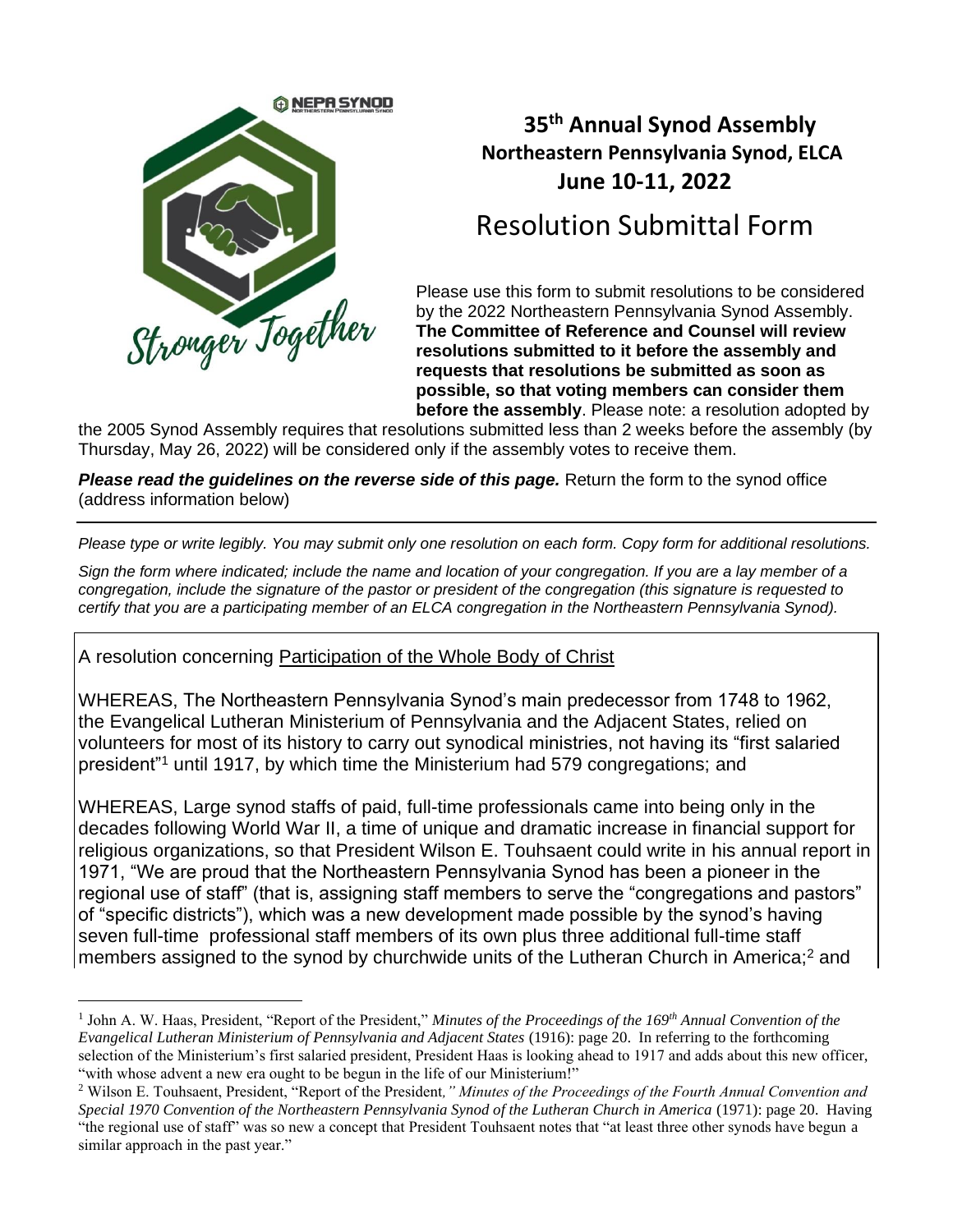# 35th Annual Synod Assembly
## Northeastern Pennsylvania Synod, ELCA
## June 10-11, 2022

# Resolution Submittal Form

Please use this form to submit resolutions to be considered by the 2022 Northeastern Pennsylvania Synod Assembly. **The Committee of Reference and Counsel will review resolutions submitted to it before the assembly and requests that resolutions be submitted as soon as possible, so that voting members can consider them before the assembly**. Please note: a resolution adopted by the 2005 Synod Assembly requires that resolutions submitted less than 2 weeks before the assembly (by Thursday, May 26, 2022) will be considered only if the assembly votes to receive them.

***Please read the guidelines on the reverse side of this page.*** Return the form to the synod office (address information below)

---

*Please type or write legibly. You may submit only one resolution on each form. Copy form for additional resolutions.*

*Sign the form where indicated; include the name and location of your congregation. If you are a lay member of a congregation, include the signature of the pastor or president of the congregation (this signature is requested to certify that you are a participating member of an ELCA congregation in the Northeastern Pennsylvania Synod).*

A resolution concerning Participation of the Whole Body of Christ

WHEREAS, The Northeastern Pennsylvania Synod's main predecessor from 1748 to 1962, the Evangelical Lutheran Ministerium of Pennsylvania and the Adjacent States, relied on volunteers for most of its history to carry out synodical ministries, not having its "first salaried president"[1] until 1917, by which time the Ministerium had 579 congregations; and

WHEREAS, Large synod staffs of paid, full-time professionals came into being only in the decades following World War II, a time of unique and dramatic increase in financial support for religious organizations, so that President Wilson E. Touhsaent could write in his annual report in 1971, "We are proud that the Northeastern Pennsylvania Synod has been a pioneer in the regional use of staff" (that is, assigning staff members to serve the "congregations and pastors" of "specific districts"), which was a new development made possible by the synod's having seven full-time professional staff members of its own plus three additional full-time staff members assigned to the synod by churchwide units of the Lutheran Church in America;[2] and

---

[1] John A. W. Haas, President, "Report of the President," *Minutes of the Proceedings of the 169th Annual Convention of the Evangelical Lutheran Ministerium of Pennsylvania and Adjacent States* (1916): page 20. In referring to the forthcoming selection of the Ministerium's first salaried president, President Haas is looking ahead to 1917 and adds about this new officer, "with whose advent a new era ought to be begun in the life of our Ministerium!"

[2] Wilson E. Touhsaent, President, "Report of the President*," Minutes of the Proceedings of the Fourth Annual Convention and Special 1970 Convention of the Northeastern Pennsylvania Synod of the Lutheran Church in America* (1971): page 20. Having "the regional use of staff" was so new a concept that President Touhsaent notes that "at least three other synods have begun a similar approach in the past year."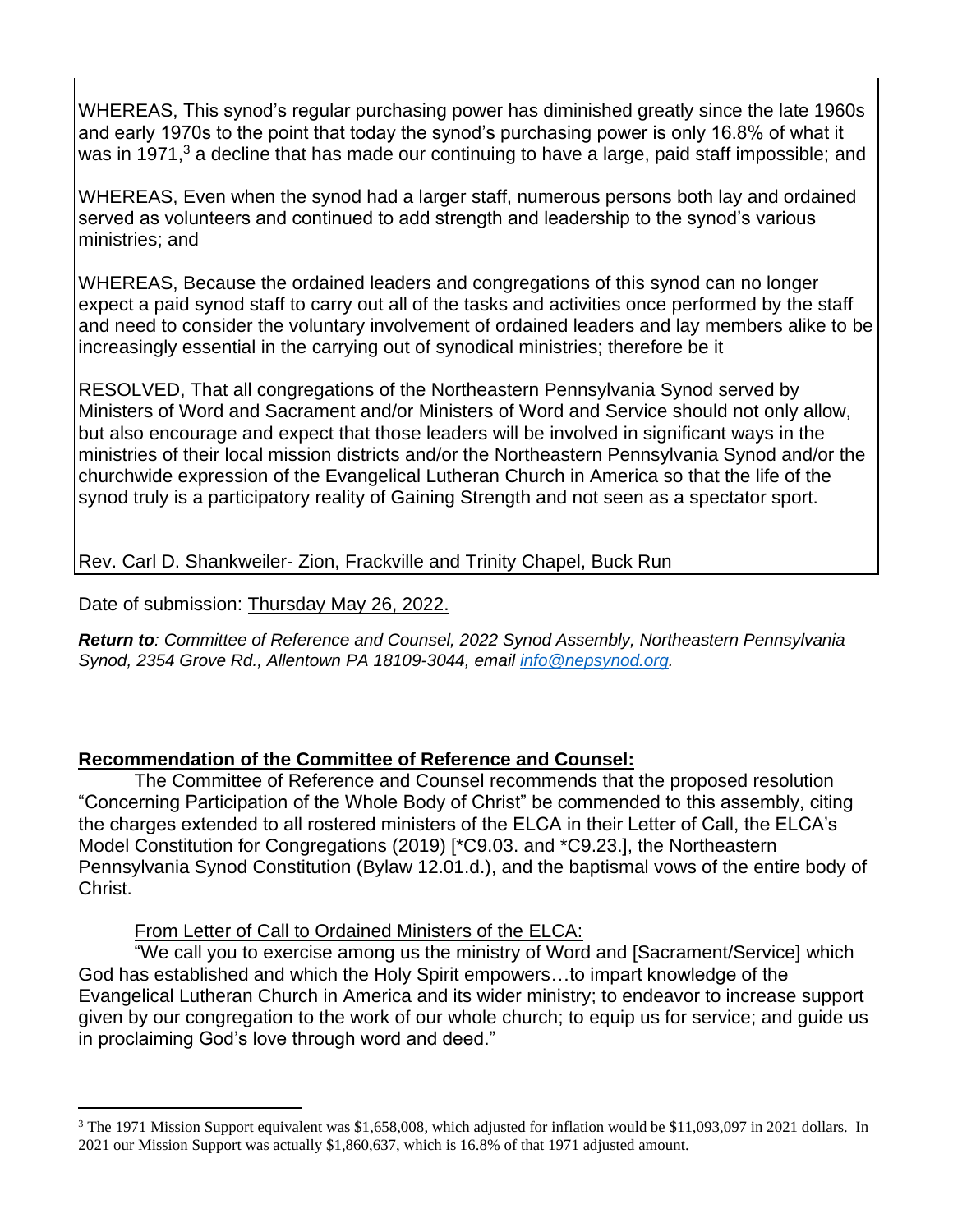WHEREAS, This synod's regular purchasing power has diminished greatly since the late 1960s and early 1970s to the point that today the synod's purchasing power is only 16.8% of what it was in 1971,[3] a decline that has made our continuing to have a large, paid staff impossible; and

WHEREAS, Even when the synod had a larger staff, numerous persons both lay and ordained served as volunteers and continued to add strength and leadership to the synod's various ministries; and

WHEREAS, Because the ordained leaders and congregations of this synod can no longer expect a paid synod staff to carry out all of the tasks and activities once performed by the staff and need to consider the voluntary involvement of ordained leaders and lay members alike to be increasingly essential in the carrying out of synodical ministries; therefore be it

RESOLVED, That all congregations of the Northeastern Pennsylvania Synod served by Ministers of Word and Sacrament and/or Ministers of Word and Service should not only allow, but also encourage and expect that those leaders will be involved in significant ways in the ministries of their local mission districts and/or the Northeastern Pennsylvania Synod and/or the churchwide expression of the Evangelical Lutheran Church in America so that the life of the synod truly is a participatory reality of Gaining Strength and not seen as a spectator sport.

Rev. Carl D. Shankweiler- Zion, Frackville and Trinity Chapel, Buck Run

Date of submission: Thursday May 26, 2022.

***Return to**: Committee of Reference and Counsel, 2022 Synod Assembly, Northeastern Pennsylvania Synod, 2354 Grove Rd., Allentown PA 18109-3044, email info@nepsynod.org.*

**Recommendation of the Committee of Reference and Counsel:**

The Committee of Reference and Counsel recommends that the proposed resolution "Concerning Participation of the Whole Body of Christ" be commended to this assembly, citing the charges extended to all rostered ministers of the ELCA in their Letter of Call, the ELCA's Model Constitution for Congregations (2019) [*C9.03. and *C9.23.], the Northeastern Pennsylvania Synod Constitution (Bylaw 12.01.d.), and the baptismal vows of the entire body of Christ.

From Letter of Call to Ordained Ministers of the ELCA:

"We call you to exercise among us the ministry of Word and [Sacrament/Service] which God has established and which the Holy Spirit empowers…to impart knowledge of the Evangelical Lutheran Church in America and its wider ministry; to endeavor to increase support given by our congregation to the work of our whole church; to equip us for service; and guide us in proclaiming God's love through word and deed."

[3] The 1971 Mission Support equivalent was $1,658,008, which adjusted for inflation would be $11,093,097 in 2021 dollars. In 2021 our Mission Support was actually $1,860,637, which is 16.8% of that 1971 adjusted amount.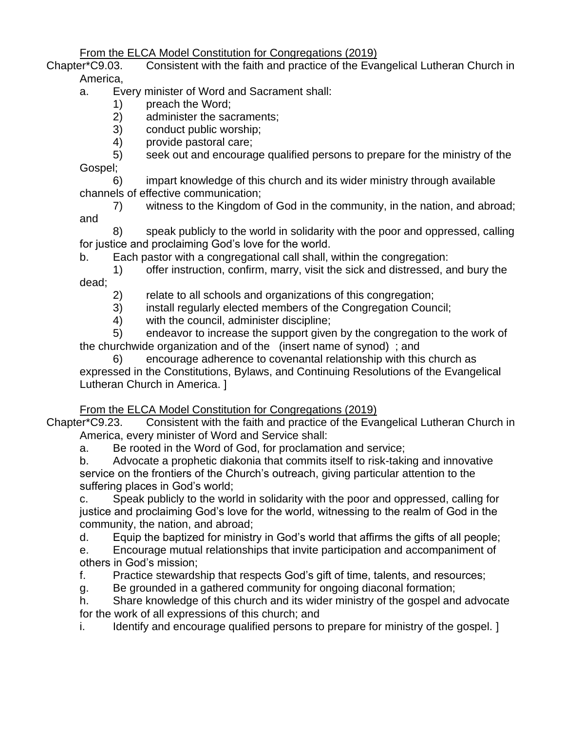<u>From the ELCA Model Constitution for Congregations (2019)</u>

Chapter*C9.03. Consistent with the faith and practice of the Evangelical Lutheran Church in America,

a. Every minister of Word and Sacrament shall:

1) preach the Word;

2) administer the sacraments;

3) conduct public worship;

4) provide pastoral care;

5) seek out and encourage qualified persons to prepare for the ministry of the Gospel;

6) impart knowledge of this church and its wider ministry through available channels of effective communication;

7) witness to the Kingdom of God in the community, in the nation, and abroad; and

8) speak publicly to the world in solidarity with the poor and oppressed, calling for justice and proclaiming God's love for the world.

b. Each pastor with a congregational call shall, within the congregation:

1) offer instruction, confirm, marry, visit the sick and distressed, and bury the dead;

2) relate to all schools and organizations of this congregation;

3) install regularly elected members of the Congregation Council;

4) with the council, administer discipline;

5) endeavor to increase the support given by the congregation to the work of the churchwide organization and of the (insert name of synod) ; and

6) encourage adherence to covenantal relationship with this church as expressed in the Constitutions, Bylaws, and Continuing Resolutions of the Evangelical Lutheran Church in America. ]

<u>From the ELCA Model Constitution for Congregations (2019)</u>

Chapter*C9.23. Consistent with the faith and practice of the Evangelical Lutheran Church in America, every minister of Word and Service shall:

a. Be rooted in the Word of God, for proclamation and service;

b. Advocate a prophetic diakonia that commits itself to risk-taking and innovative service on the frontiers of the Church's outreach, giving particular attention to the suffering places in God's world;

c. Speak publicly to the world in solidarity with the poor and oppressed, calling for justice and proclaiming God's love for the world, witnessing to the realm of God in the community, the nation, and abroad;

d. Equip the baptized for ministry in God's world that affirms the gifts of all people;

e. Encourage mutual relationships that invite participation and accompaniment of others in God's mission;

f. Practice stewardship that respects God's gift of time, talents, and resources;

g. Be grounded in a gathered community for ongoing diaconal formation;

h. Share knowledge of this church and its wider ministry of the gospel and advocate for the work of all expressions of this church; and

i. Identify and encourage qualified persons to prepare for ministry of the gospel. ]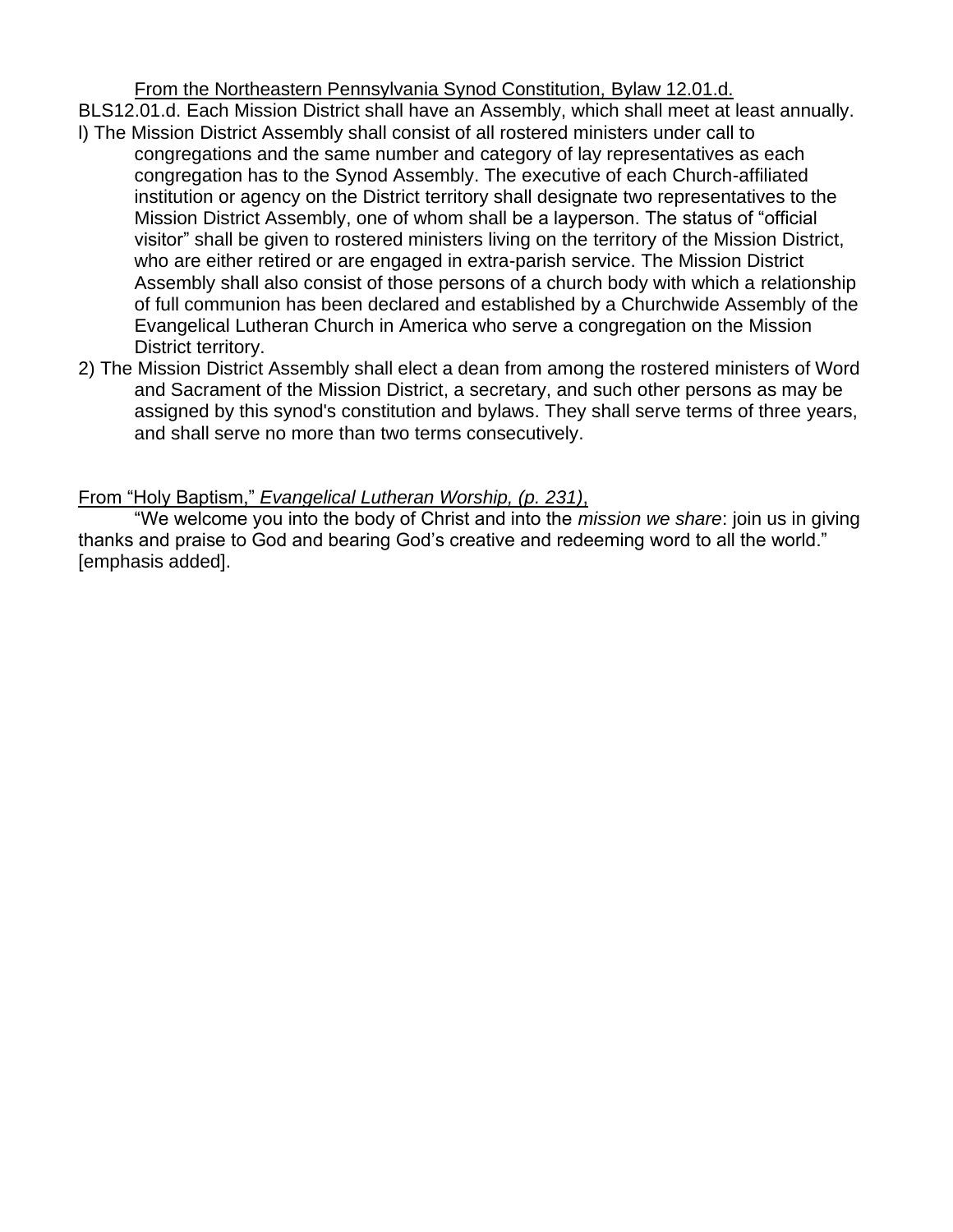From the Northeastern Pennsylvania Synod Constitution, Bylaw 12.01.d.

BLS12.01.d. Each Mission District shall have an Assembly, which shall meet at least annually.

l) The Mission District Assembly shall consist of all rostered ministers under call to congregations and the same number and category of lay representatives as each congregation has to the Synod Assembly. The executive of each Church-affiliated institution or agency on the District territory shall designate two representatives to the Mission District Assembly, one of whom shall be a layperson. The status of "official visitor" shall be given to rostered ministers living on the territory of the Mission District, who are either retired or are engaged in extra-parish service. The Mission District Assembly shall also consist of those persons of a church body with which a relationship of full communion has been declared and established by a Churchwide Assembly of the Evangelical Lutheran Church in America who serve a congregation on the Mission District territory.

2) The Mission District Assembly shall elect a dean from among the rostered ministers of Word and Sacrament of the Mission District, a secretary, and such other persons as may be assigned by this synod's constitution and bylaws. They shall serve terms of three years, and shall serve no more than two terms consecutively.

From "Holy Baptism," *Evangelical Lutheran Worship, (p. 231),*

"We welcome you into the body of Christ and into the *mission we share*: join us in giving thanks and praise to God and bearing God's creative and redeeming word to all the world." [emphasis added].